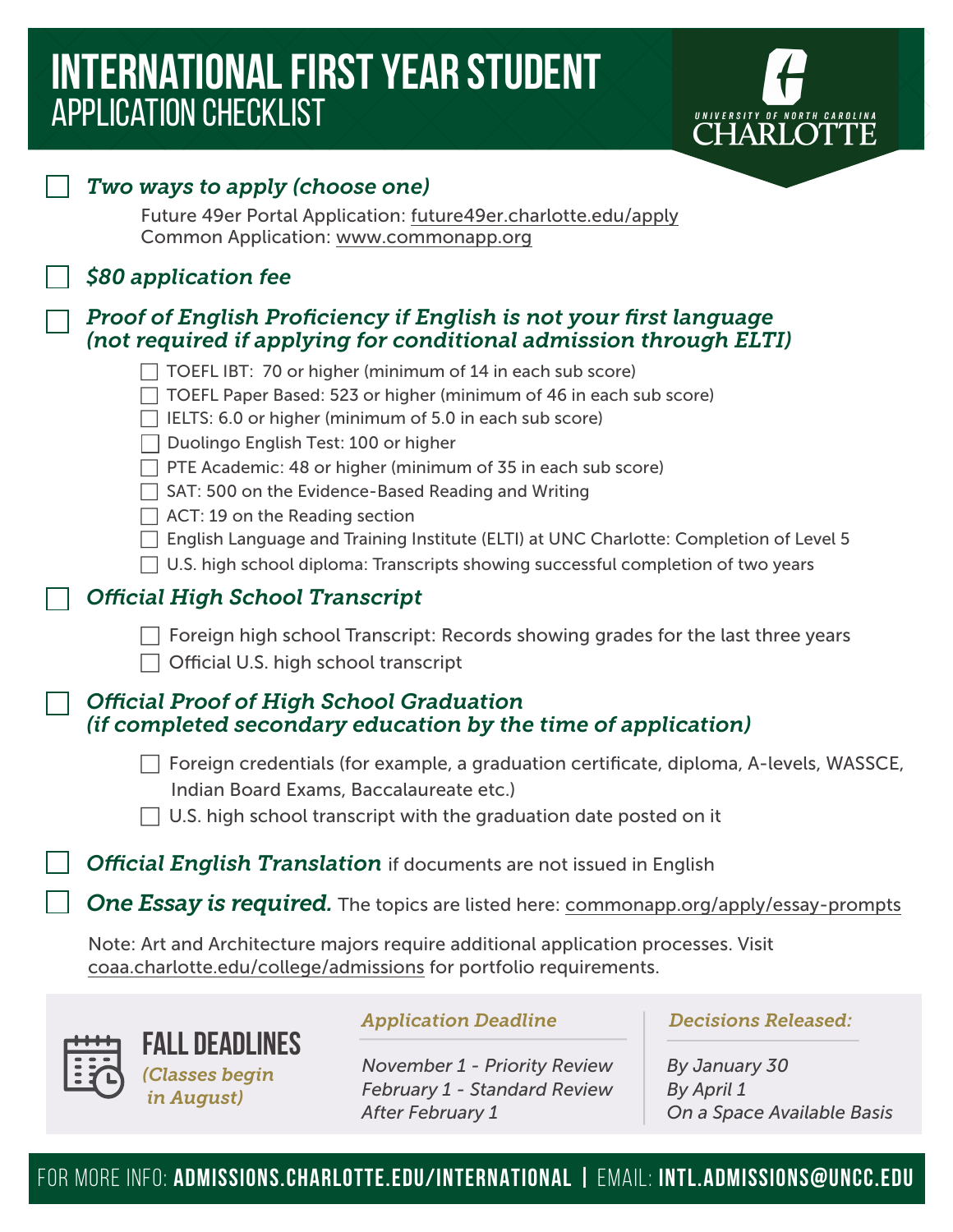# INTERNATIONAL FIRST YEAR STUDENT
## APPLICATION CHECKLIST

UNIVERSITY OF NORTH CAROLINA CHARLOTTE

- [ ] ***Two ways to apply (choose one)***

  Future 49er Portal Application: future49er.charlotte.edu/apply
  Common Application: www.commonapp.org

- [ ] ***$80 application fee***

- [ ] ***Proof of English Proficiency if English is not your first language (not required if applying for conditional admission through ELTI)***
  - [ ] TOEFL IBT: 70 or higher (minimum of 14 in each sub score)
  - [ ] TOEFL Paper Based: 523 or higher (minimum of 46 in each sub score)
  - [ ] IELTS: 6.0 or higher (minimum of 5.0 in each sub score)
  - [ ] Duolingo English Test: 100 or higher
  - [ ] PTE Academic: 48 or higher (minimum of 35 in each sub score)
  - [ ] SAT: 500 on the Evidence-Based Reading and Writing
  - [ ] ACT: 19 on the Reading section
  - [ ] English Language and Training Institute (ELTI) at UNC Charlotte: Completion of Level 5
  - [ ] U.S. high school diploma: Transcripts showing successful completion of two years

- [ ] ***Official High School Transcript***
  - [ ] Foreign high school Transcript: Records showing grades for the last three years
  - [ ] Official U.S. high school transcript

- [ ] ***Official Proof of High School Graduation (if completed secondary education by the time of application)***
  - [ ] Foreign credentials (for example, a graduation certificate, diploma, A-levels, WASSCE, Indian Board Exams, Baccalaureate etc.)
  - [ ] U.S. high school transcript with the graduation date posted on it

- [ ] ***Official English Translation*** if documents are not issued in English

- [ ] ***One Essay is required.*** The topics are listed here: commonapp.org/apply/essay-prompts

Note: Art and Architecture majors require additional application processes. Visit coaa.charlotte.edu/college/admissions for portfolio requirements.

## FALL DEADLINES
*(Classes begin in August)*

| *Application Deadline* | *Decisions Released:* |
| --- | --- |
| *November 1 - Priority Review* | *By January 30* |
| *February 1 - Standard Review* | *By April 1* |
| *After February 1* | *On a Space Available Basis* |

FOR MORE INFO: **ADMISSIONS.CHARLOTTE.EDU/INTERNATIONAL** | EMAIL: **INTL.ADMISSIONS@UNCC.EDU**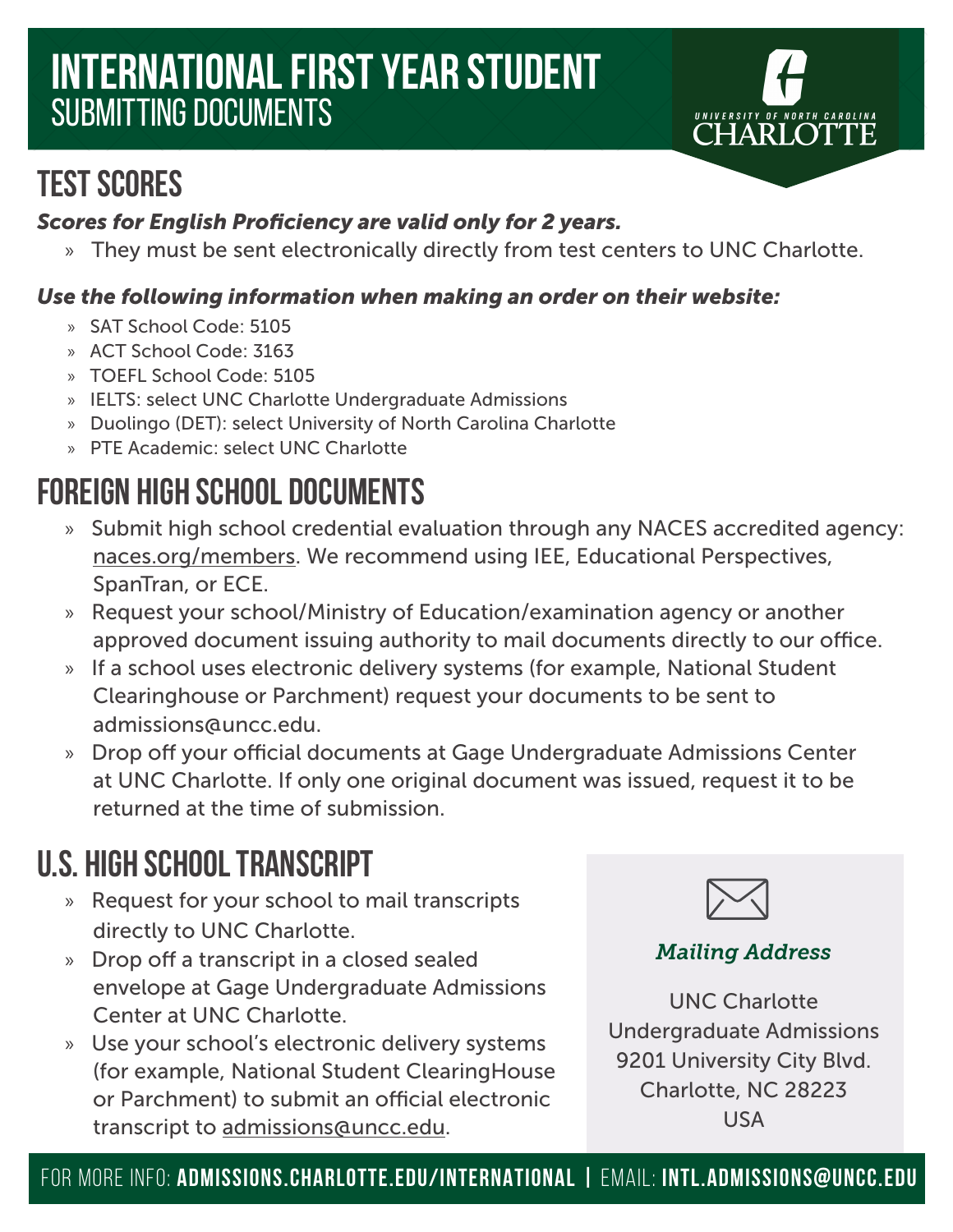# INTERNATIONAL FIRST YEAR STUDENT
## SUBMITTING DOCUMENTS

UNIVERSITY OF NORTH CAROLINA CHARLOTTE

## TEST SCORES

***Scores for English Proficiency are valid only for 2 years.***

- They must be sent electronically directly from test centers to UNC Charlotte.

***Use the following information when making an order on their website:***

- SAT School Code: 5105
- ACT School Code: 3163
- TOEFL School Code: 5105
- IELTS: select UNC Charlotte Undergraduate Admissions
- Duolingo (DET): select University of North Carolina Charlotte
- PTE Academic: select UNC Charlotte

## FOREIGN HIGH SCHOOL DOCUMENTS

- Submit high school credential evaluation through any NACES accredited agency: naces.org/members. We recommend using IEE, Educational Perspectives, SpanTran, or ECE.
- Request your school/Ministry of Education/examination agency or another approved document issuing authority to mail documents directly to our office.
- If a school uses electronic delivery systems (for example, National Student Clearinghouse or Parchment) request your documents to be sent to admissions@uncc.edu.
- Drop off your official documents at Gage Undergraduate Admissions Center at UNC Charlotte. If only one original document was issued, request it to be returned at the time of submission.

## U.S. HIGH SCHOOL TRANSCRIPT

- Request for your school to mail transcripts directly to UNC Charlotte.
- Drop off a transcript in a closed sealed envelope at Gage Undergraduate Admissions Center at UNC Charlotte.
- Use your school's electronic delivery systems (for example, National Student ClearingHouse or Parchment) to submit an official electronic transcript to admissions@uncc.edu.

*Mailing Address*

UNC Charlotte
Undergraduate Admissions
9201 University City Blvd.
Charlotte, NC 28223
USA

FOR MORE INFO: **ADMISSIONS.CHARLOTTE.EDU/INTERNATIONAL** | EMAIL: **INTL.ADMISSIONS@UNCC.EDU**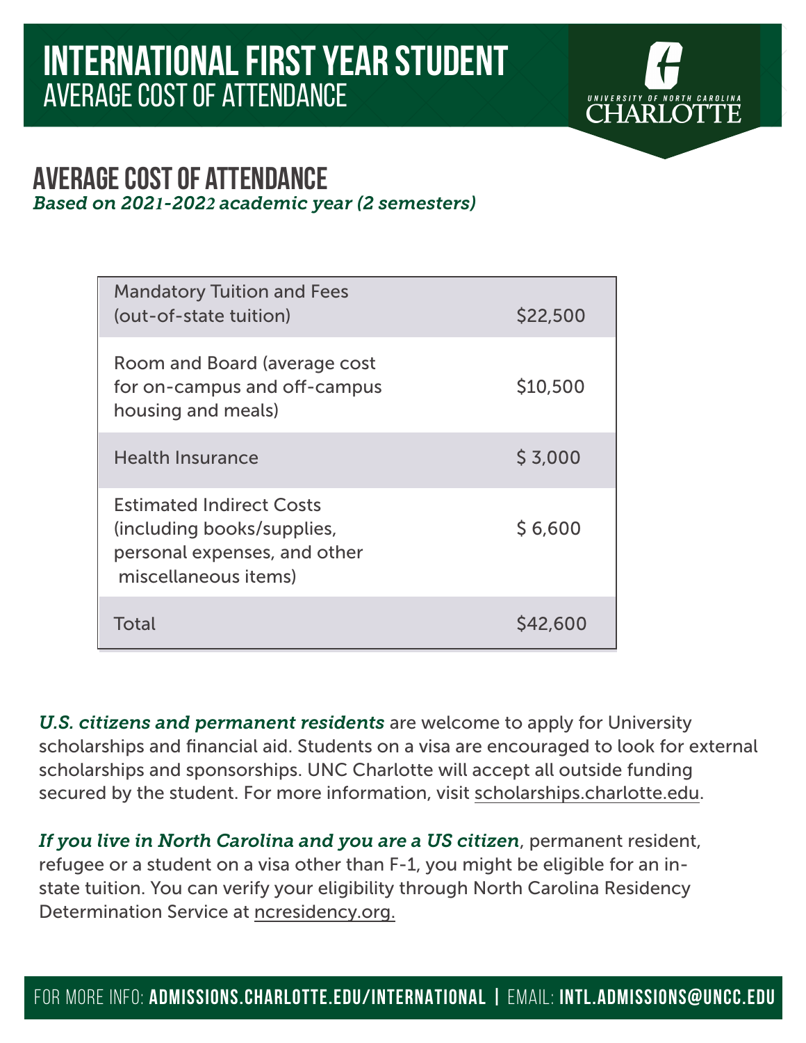# INTERNATIONAL FIRST YEAR STUDENT
## AVERAGE COST OF ATTENDANCE

UNIVERSITY OF NORTH CAROLINA CHARLOTTE

## AVERAGE COST OF ATTENDANCE

*Based on 2021-2022 academic year (2 semesters)*

| Item | Cost |
|---|---|
| Mandatory Tuition and Fees (out-of-state tuition) | $22,500 |
| Room and Board (average cost for on-campus and off-campus housing and meals) | $10,500 |
| Health Insurance | $ 3,000 |
| Estimated Indirect Costs (including books/supplies, personal expenses, and other miscellaneous items) | $ 6,600 |
| Total | $42,600 |

***U.S. citizens and permanent residents*** are welcome to apply for University scholarships and financial aid. Students on a visa are encouraged to look for external scholarships and sponsorships. UNC Charlotte will accept all outside funding secured by the student. For more information, visit scholarships.charlotte.edu.

***If you live in North Carolina and you are a US citizen***, permanent resident, refugee or a student on a visa other than F-1, you might be eligible for an in-state tuition. You can verify your eligibility through North Carolina Residency Determination Service at ncresidency.org.

FOR MORE INFO: **ADMISSIONS.CHARLOTTE.EDU/INTERNATIONAL** | EMAIL: **INTL.ADMISSIONS@UNCC.EDU**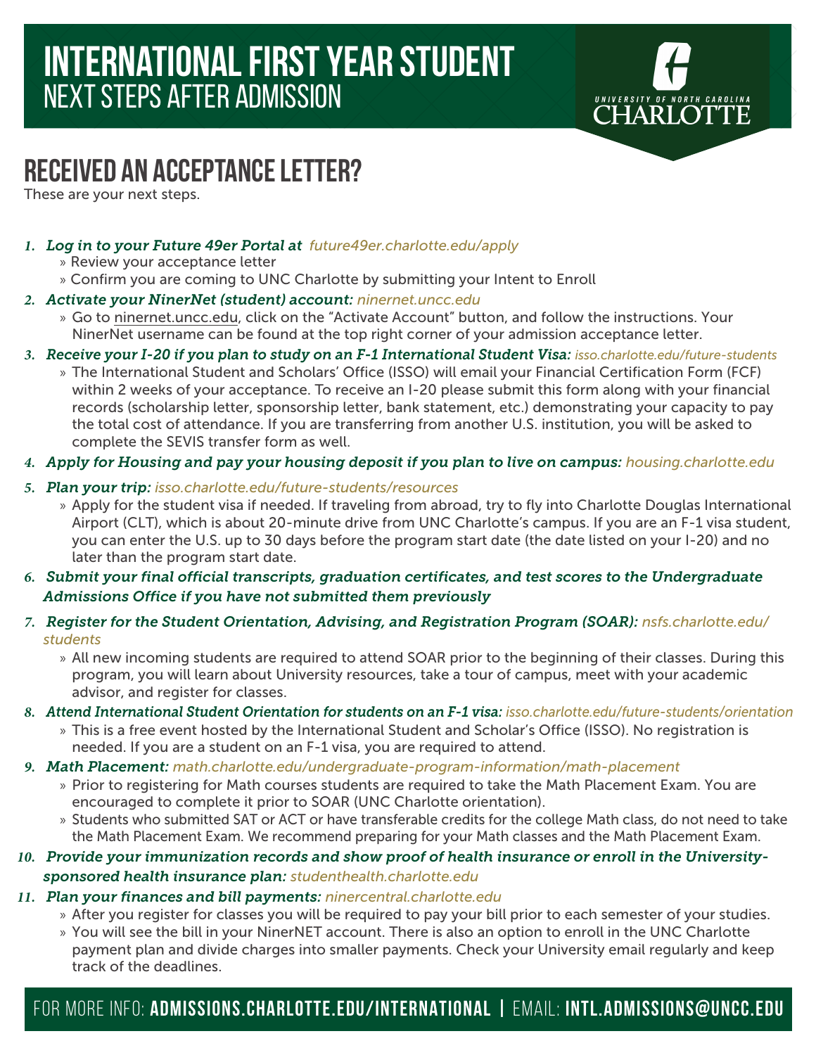# INTERNATIONAL FIRST YEAR STUDENT
## NEXT STEPS AFTER ADMISSION

UNIVERSITY OF NORTH CAROLINA CHARLOTTE

## RECEIVED AN ACCEPTANCE LETTER?

These are your next steps.

1. ***Log in to your Future 49er Portal at*** *future49er.charlotte.edu/apply*
   - Review your acceptance letter
   - Confirm you are coming to UNC Charlotte by submitting your Intent to Enroll
2. ***Activate your NinerNet (student) account:*** *ninernet.uncc.edu*
   - Go to ninernet.uncc.edu, click on the "Activate Account" button, and follow the instructions. Your NinerNet username can be found at the top right corner of your admission acceptance letter.
3. ***Receive your I-20 if you plan to study on an F-1 International Student Visa:*** *isso.charlotte.edu/future-students*
   - The International Student and Scholars' Office (ISSO) will email your Financial Certification Form (FCF) within 2 weeks of your acceptance. To receive an I-20 please submit this form along with your financial records (scholarship letter, sponsorship letter, bank statement, etc.) demonstrating your capacity to pay the total cost of attendance. If you are transferring from another U.S. institution, you will be asked to complete the SEVIS transfer form as well.
4. ***Apply for Housing and pay your housing deposit if you plan to live on campus:*** *housing.charlotte.edu*
5. ***Plan your trip:*** *isso.charlotte.edu/future-students/resources*
   - Apply for the student visa if needed. If traveling from abroad, try to fly into Charlotte Douglas International Airport (CLT), which is about 20-minute drive from UNC Charlotte's campus. If you are an F-1 visa student, you can enter the U.S. up to 30 days before the program start date (the date listed on your I-20) and no later than the program start date.
6. ***Submit your final official transcripts, graduation certificates, and test scores to the Undergraduate Admissions Office if you have not submitted them previously***
7. ***Register for the Student Orientation, Advising, and Registration Program (SOAR):*** *nsfs.charlotte.edu/students*
   - All new incoming students are required to attend SOAR prior to the beginning of their classes. During this program, you will learn about University resources, take a tour of campus, meet with your academic advisor, and register for classes.
8. ***Attend International Student Orientation for students on an F-1 visa:*** *isso.charlotte.edu/future-students/orientation*
   - This is a free event hosted by the International Student and Scholar's Office (ISSO). No registration is needed. If you are a student on an F-1 visa, you are required to attend.
9. ***Math Placement:*** *math.charlotte.edu/undergraduate-program-information/math-placement*
   - Prior to registering for Math courses students are required to take the Math Placement Exam. You are encouraged to complete it prior to SOAR (UNC Charlotte orientation).
   - Students who submitted SAT or ACT or have transferable credits for the college Math class, do not need to take the Math Placement Exam. We recommend preparing for your Math classes and the Math Placement Exam.
10. ***Provide your immunization records and show proof of health insurance or enroll in the University-sponsored health insurance plan:*** *studenthealth.charlotte.edu*
11. ***Plan your finances and bill payments:*** *ninercentral.charlotte.edu*
    - After you register for classes you will be required to pay your bill prior to each semester of your studies.
    - You will see the bill in your NinerNET account. There is also an option to enroll in the UNC Charlotte payment plan and divide charges into smaller payments. Check your University email regularly and keep track of the deadlines.

FOR MORE INFO: **ADMISSIONS.CHARLOTTE.EDU/INTERNATIONAL** | EMAIL: **INTL.ADMISSIONS@UNCC.EDU**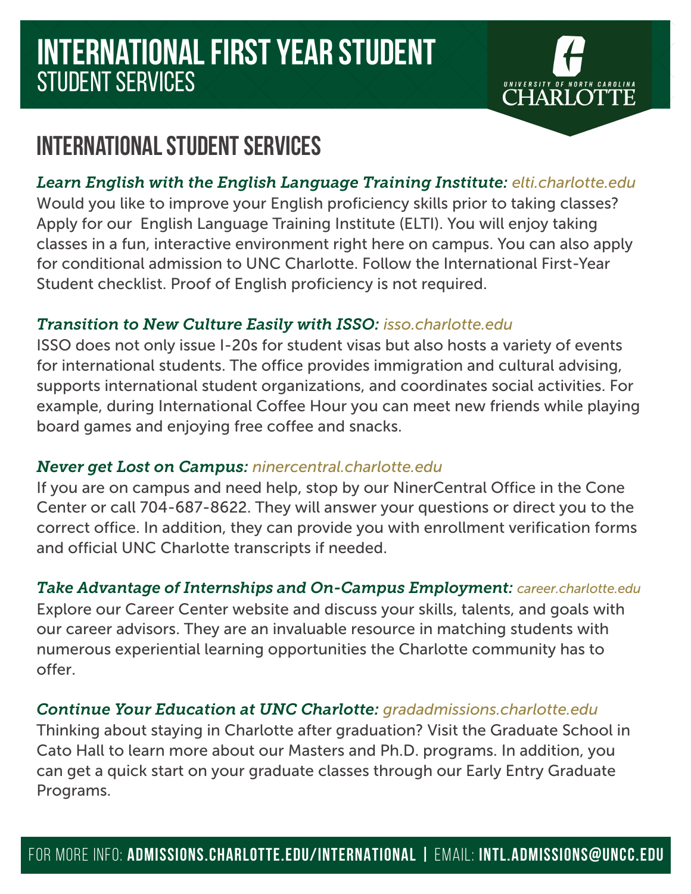# INTERNATIONAL FIRST YEAR STUDENT
## STUDENT SERVICES

UNIVERSITY OF NORTH CAROLINA CHARLOTTE

## INTERNATIONAL STUDENT SERVICES

***Learn English with the English Language Training Institute:*** *elti.charlotte.edu*
Would you like to improve your English proficiency skills prior to taking classes? Apply for our English Language Training Institute (ELTI). You will enjoy taking classes in a fun, interactive environment right here on campus. You can also apply for conditional admission to UNC Charlotte. Follow the International First-Year Student checklist. Proof of English proficiency is not required.

***Transition to New Culture Easily with ISSO:*** *isso.charlotte.edu*
ISSO does not only issue I-20s for student visas but also hosts a variety of events for international students. The office provides immigration and cultural advising, supports international student organizations, and coordinates social activities. For example, during International Coffee Hour you can meet new friends while playing board games and enjoying free coffee and snacks.

***Never get Lost on Campus:*** *ninercentral.charlotte.edu*
If you are on campus and need help, stop by our NinerCentral Office in the Cone Center or call 704-687-8622. They will answer your questions or direct you to the correct office. In addition, they can provide you with enrollment verification forms and official UNC Charlotte transcripts if needed.

***Take Advantage of Internships and On-Campus Employment:*** *career.charlotte.edu*
Explore our Career Center website and discuss your skills, talents, and goals with our career advisors. They are an invaluable resource in matching students with numerous experiential learning opportunities the Charlotte community has to offer.

***Continue Your Education at UNC Charlotte:*** *gradadmissions.charlotte.edu*
Thinking about staying in Charlotte after graduation? Visit the Graduate School in Cato Hall to learn more about our Masters and Ph.D. programs. In addition, you can get a quick start on your graduate classes through our Early Entry Graduate Programs.

FOR MORE INFO: **ADMISSIONS.CHARLOTTE.EDU/INTERNATIONAL** | EMAIL: **INTL.ADMISSIONS@UNCC.EDU**